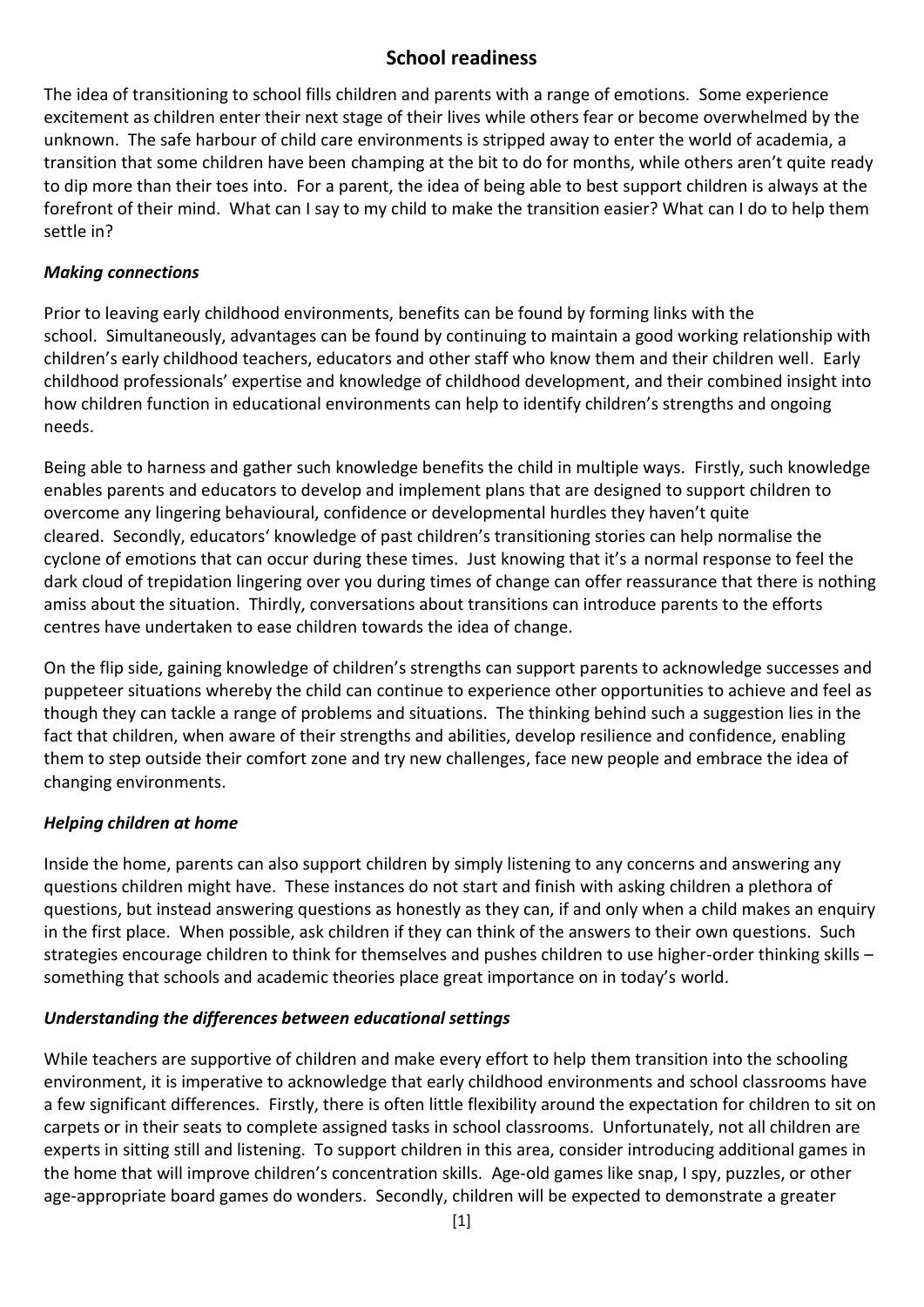# School readiness

The idea of transitioning to school fills children and parents with a range of emotions. Some experience excitement as children enter their next stage of their lives while others fear or become overwhelmed by the unknown. The safe harbour of child care environments is stripped away to enter the world of academia, a transition that some children have been champing at the bit to do for months, while others aren't quite ready to dip more than their toes into. For a parent, the idea of being able to best support children is always at the forefront of their mind. What can I say to my child to make the transition easier? What can I do to help them settle in?

### *Making connections*

Prior to leaving early childhood environments, benefits can be found by forming links with the school. Simultaneously, advantages can be found by continuing to maintain a good working relationship with children's early childhood teachers, educators and other staff who know them and their children well. Early childhood professionals' expertise and knowledge of childhood development, and their combined insight into how children function in educational environments can help to identify children's strengths and ongoing needs.

Being able to harness and gather such knowledge benefits the child in multiple ways. Firstly, such knowledge enables parents and educators to develop and implement plans that are designed to support children to overcome any lingering behavioural, confidence or developmental hurdles they haven't quite cleared. Secondly, educators' knowledge of past children's transitioning stories can help normalise the cyclone of emotions that can occur during these times. Just knowing that it's a normal response to feel the dark cloud of trepidation lingering over you during times of change can offer reassurance that there is nothing amiss about the situation. Thirdly, conversations about transitions can introduce parents to the efforts centres have undertaken to ease children towards the idea of change.

On the flip side, gaining knowledge of children's strengths can support parents to acknowledge successes and puppeteer situations whereby the child can continue to experience other opportunities to achieve and feel as though they can tackle a range of problems and situations. The thinking behind such a suggestion lies in the fact that children, when aware of their strengths and abilities, develop resilience and confidence, enabling them to step outside their comfort zone and try new challenges, face new people and embrace the idea of changing environments.

### *Helping children at home*

Inside the home, parents can also support children by simply listening to any concerns and answering any questions children might have. These instances do not start and finish with asking children a plethora of questions, but instead answering questions as honestly as they can, if and only when a child makes an enquiry in the first place. When possible, ask children if they can think of the answers to their own questions. Such strategies encourage children to think for themselves and pushes children to use higher-order thinking skills – something that schools and academic theories place great importance on in today's world.

### *Understanding the differences between educational settings*

While teachers are supportive of children and make every effort to help them transition into the schooling environment, it is imperative to acknowledge that early childhood environments and school classrooms have a few significant differences. Firstly, there is often little flexibility around the expectation for children to sit on carpets or in their seats to complete assigned tasks in school classrooms. Unfortunately, not all children are experts in sitting still and listening. To support children in this area, consider introducing additional games in the home that will improve children's concentration skills. Age-old games like snap, I spy, puzzles, or other age-appropriate board games do wonders. Secondly, children will be expected to demonstrate a greater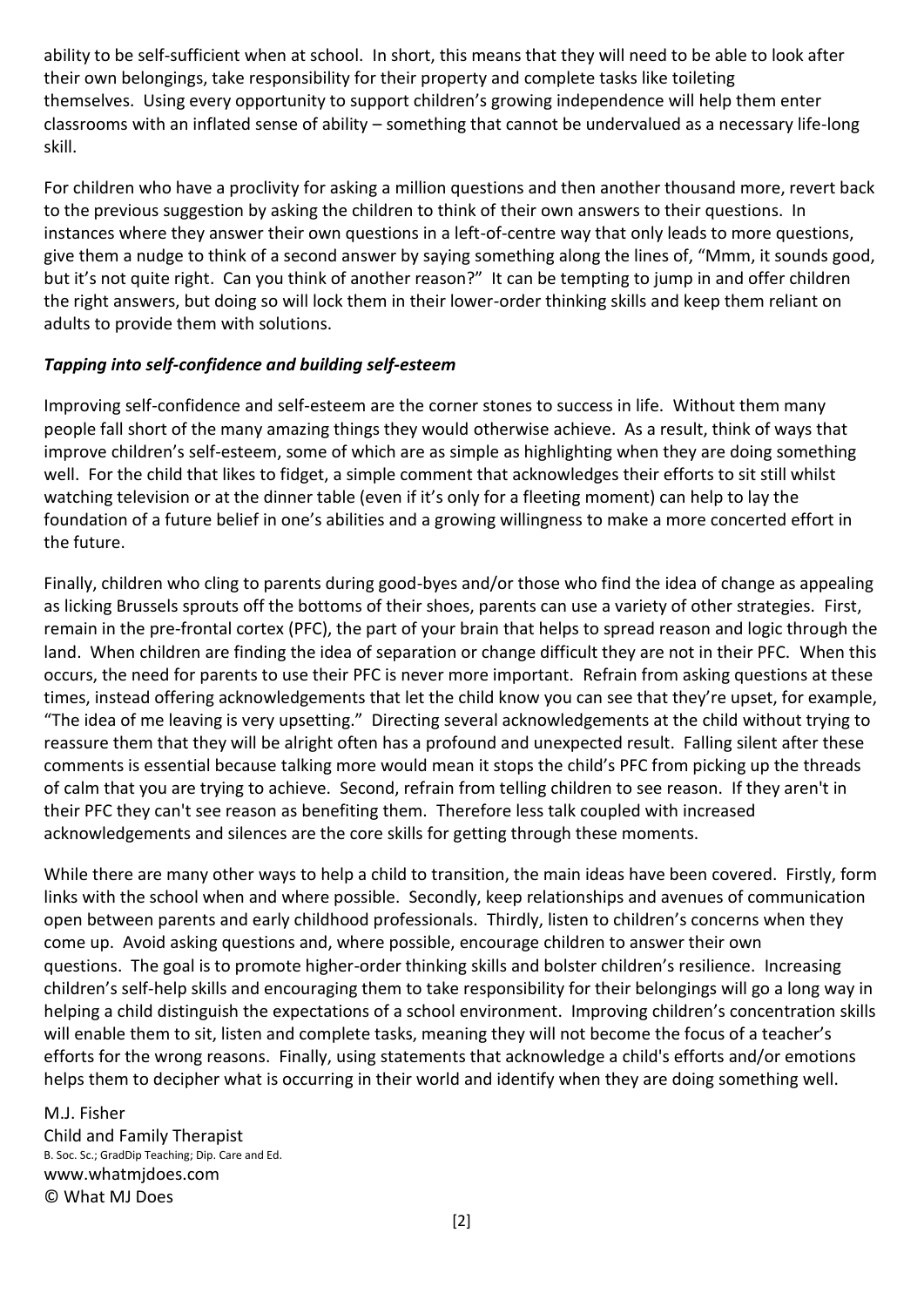ability to be self-sufficient when at school. In short, this means that they will need to be able to look after their own belongings, take responsibility for their property and complete tasks like toileting themselves. Using every opportunity to support children's growing independence will help them enter classrooms with an inflated sense of ability – something that cannot be undervalued as a necessary life-long skill.

For children who have a proclivity for asking a million questions and then another thousand more, revert back to the previous suggestion by asking the children to think of their own answers to their questions. In instances where they answer their own questions in a left-of-centre way that only leads to more questions, give them a nudge to think of a second answer by saying something along the lines of, "Mmm, it sounds good, but it's not quite right. Can you think of another reason?" It can be tempting to jump in and offer children the right answers, but doing so will lock them in their lower-order thinking skills and keep them reliant on adults to provide them with solutions.

***Tapping into self-confidence and building self-esteem***

Improving self-confidence and self-esteem are the corner stones to success in life. Without them many people fall short of the many amazing things they would otherwise achieve. As a result, think of ways that improve children's self-esteem, some of which are as simple as highlighting when they are doing something well. For the child that likes to fidget, a simple comment that acknowledges their efforts to sit still whilst watching television or at the dinner table (even if it's only for a fleeting moment) can help to lay the foundation of a future belief in one's abilities and a growing willingness to make a more concerted effort in the future.

Finally, children who cling to parents during good-byes and/or those who find the idea of change as appealing as licking Brussels sprouts off the bottoms of their shoes, parents can use a variety of other strategies. First, remain in the pre-frontal cortex (PFC), the part of your brain that helps to spread reason and logic through the land. When children are finding the idea of separation or change difficult they are not in their PFC. When this occurs, the need for parents to use their PFC is never more important. Refrain from asking questions at these times, instead offering acknowledgements that let the child know you can see that they're upset, for example, "The idea of me leaving is very upsetting." Directing several acknowledgements at the child without trying to reassure them that they will be alright often has a profound and unexpected result. Falling silent after these comments is essential because talking more would mean it stops the child's PFC from picking up the threads of calm that you are trying to achieve. Second, refrain from telling children to see reason. If they aren't in their PFC they can't see reason as benefiting them. Therefore less talk coupled with increased acknowledgements and silences are the core skills for getting through these moments.

While there are many other ways to help a child to transition, the main ideas have been covered. Firstly, form links with the school when and where possible. Secondly, keep relationships and avenues of communication open between parents and early childhood professionals. Thirdly, listen to children's concerns when they come up. Avoid asking questions and, where possible, encourage children to answer their own questions. The goal is to promote higher-order thinking skills and bolster children's resilience. Increasing children's self-help skills and encouraging them to take responsibility for their belongings will go a long way in helping a child distinguish the expectations of a school environment. Improving children's concentration skills will enable them to sit, listen and complete tasks, meaning they will not become the focus of a teacher's efforts for the wrong reasons. Finally, using statements that acknowledge a child's efforts and/or emotions helps them to decipher what is occurring in their world and identify when they are doing something well.

M.J. Fisher
Child and Family Therapist
B. Soc. Sc.; GradDip Teaching; Dip. Care and Ed.
www.whatmjdoes.com
© What MJ Does